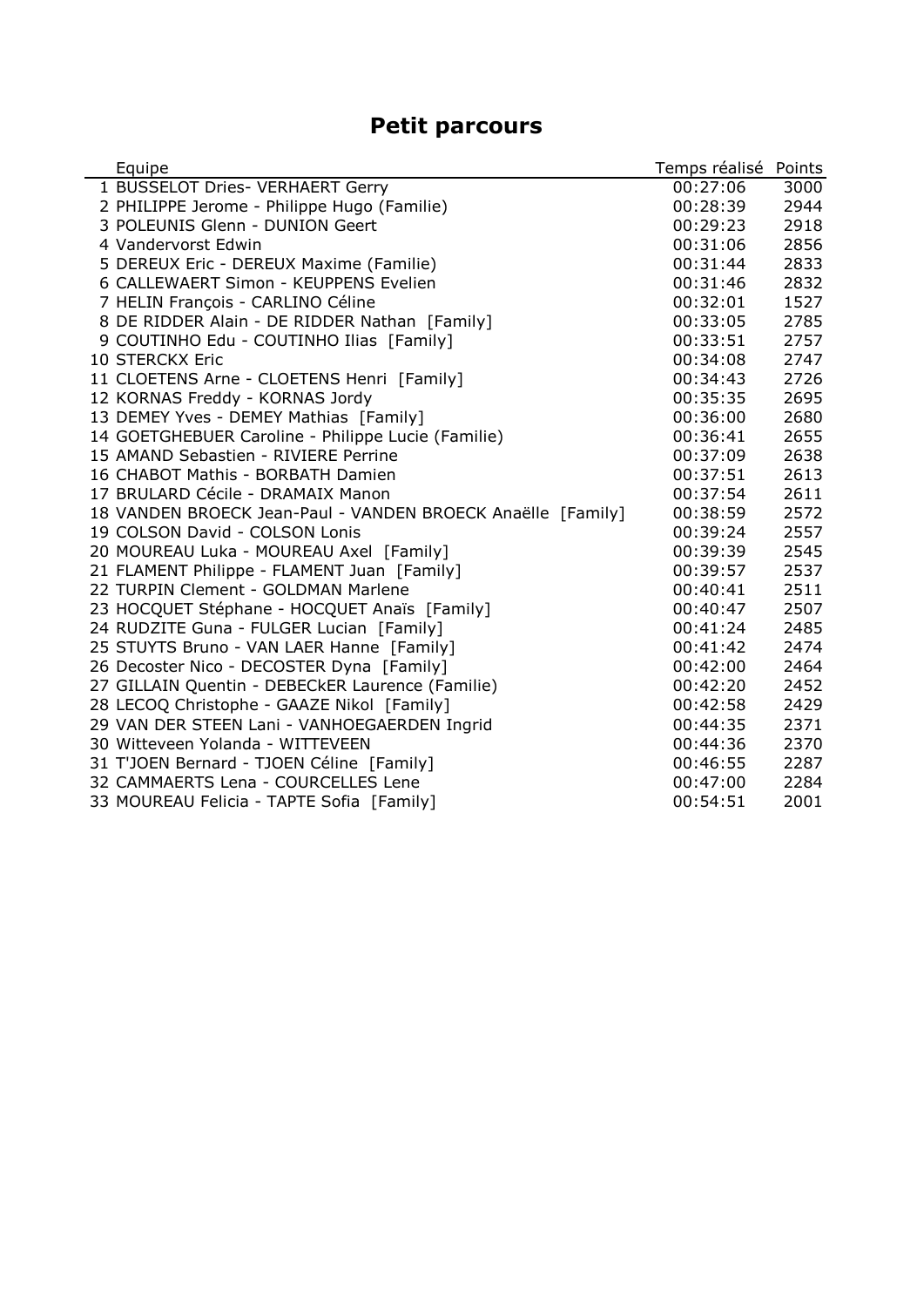# Petit parcours

| | Equipe | Temps réalisé | Points |
|---|---|---|---|
| 1 | BUSSELOT Dries- VERHAERT Gerry | 00:27:06 | 3000 |
| 2 | PHILIPPE Jerome - Philippe Hugo (Familie) | 00:28:39 | 2944 |
| 3 | POLEUNIS Glenn - DUNION Geert | 00:29:23 | 2918 |
| 4 | Vandervorst Edwin | 00:31:06 | 2856 |
| 5 | DEREUX Eric - DEREUX Maxime (Familie) | 00:31:44 | 2833 |
| 6 | CALLEWAERT Simon - KEUPPENS Evelien | 00:31:46 | 2832 |
| 7 | HELIN François - CARLINO Céline | 00:32:01 | 1527 |
| 8 | DE RIDDER Alain - DE RIDDER Nathan [Family] | 00:33:05 | 2785 |
| 9 | COUTINHO Edu - COUTINHO Ilias [Family] | 00:33:51 | 2757 |
| 10 | STERCKX Eric | 00:34:08 | 2747 |
| 11 | CLOETENS Arne - CLOETENS Henri [Family] | 00:34:43 | 2726 |
| 12 | KORNAS Freddy - KORNAS Jordy | 00:35:35 | 2695 |
| 13 | DEMEY Yves - DEMEY Mathias [Family] | 00:36:00 | 2680 |
| 14 | GOETGHEBUER Caroline - Philippe Lucie (Familie) | 00:36:41 | 2655 |
| 15 | AMAND Sebastien - RIVIERE Perrine | 00:37:09 | 2638 |
| 16 | CHABOT Mathis - BORBATH Damien | 00:37:51 | 2613 |
| 17 | BRULARD Cécile - DRAMAIX Manon | 00:37:54 | 2611 |
| 18 | VANDEN BROECK Jean-Paul - VANDEN BROECK Anaëlle [Family] | 00:38:59 | 2572 |
| 19 | COLSON David - COLSON Lonis | 00:39:24 | 2557 |
| 20 | MOUREAU Luka - MOUREAU Axel [Family] | 00:39:39 | 2545 |
| 21 | FLAMENT Philippe - FLAMENT Juan [Family] | 00:39:57 | 2537 |
| 22 | TURPIN Clement - GOLDMAN Marlene | 00:40:41 | 2511 |
| 23 | HOCQUET Stéphane - HOCQUET Anaïs [Family] | 00:40:47 | 2507 |
| 24 | RUDZITE Guna - FULGER Lucian [Family] | 00:41:24 | 2485 |
| 25 | STUYTS Bruno - VAN LAER Hanne [Family] | 00:41:42 | 2474 |
| 26 | Decoster Nico - DECOSTER Dyna [Family] | 00:42:00 | 2464 |
| 27 | GILLAIN Quentin - DEBECkER Laurence (Familie) | 00:42:20 | 2452 |
| 28 | LECOQ Christophe - GAAZE Nikol [Family] | 00:42:58 | 2429 |
| 29 | VAN DER STEEN Lani - VANHOEGAERDEN Ingrid | 00:44:35 | 2371 |
| 30 | Witteveen Yolanda - WITTEVEEN | 00:44:36 | 2370 |
| 31 | T'JOEN Bernard - TJOEN Céline [Family] | 00:46:55 | 2287 |
| 32 | CAMMAERTS Lena - COURCELLES Lene | 00:47:00 | 2284 |
| 33 | MOUREAU Felicia - TAPTE Sofia [Family] | 00:54:51 | 2001 |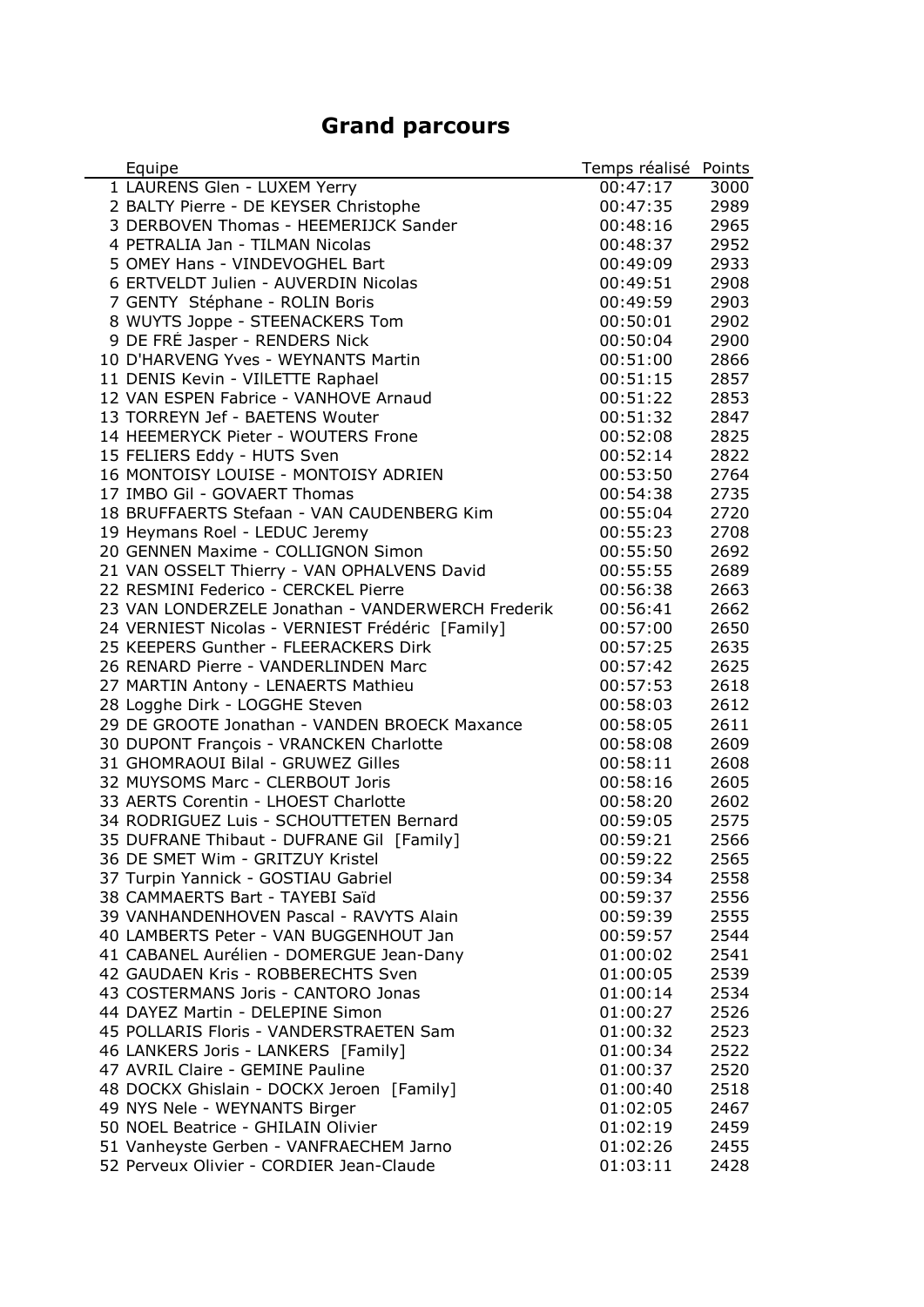# Grand parcours

| | Equipe | Temps réalisé | Points |
|---|---|---|---|
| 1 | LAURENS Glen - LUXEM Yerry | 00:47:17 | 3000 |
| 2 | BALTY Pierre - DE KEYSER Christophe | 00:47:35 | 2989 |
| 3 | DERBOVEN Thomas - HEEMERIJCK Sander | 00:48:16 | 2965 |
| 4 | PETRALIA Jan - TILMAN Nicolas | 00:48:37 | 2952 |
| 5 | OMEY Hans - VINDEVOGHEL Bart | 00:49:09 | 2933 |
| 6 | ERTVELDT Julien - AUVERDIN Nicolas | 00:49:51 | 2908 |
| 7 | GENTY Stéphane - ROLIN Boris | 00:49:59 | 2903 |
| 8 | WUYTS Joppe - STEENACKERS Tom | 00:50:01 | 2902 |
| 9 | DE FRĖ Jasper - RENDERS Nick | 00:50:04 | 2900 |
| 10 | D'HARVENG Yves - WEYNANTS Martin | 00:51:00 | 2866 |
| 11 | DENIS Kevin - VIILETTE Raphael | 00:51:15 | 2857 |
| 12 | VAN ESPEN Fabrice - VANHOVE Arnaud | 00:51:22 | 2853 |
| 13 | TORREYN Jef - BAETENS Wouter | 00:51:32 | 2847 |
| 14 | HEEMERYCK Pieter - WOUTERS Frone | 00:52:08 | 2825 |
| 15 | FELIERS Eddy - HUTS Sven | 00:52:14 | 2822 |
| 16 | MONTOISY LOUISE - MONTOISY ADRIEN | 00:53:50 | 2764 |
| 17 | IMBO Gil - GOVAERT Thomas | 00:54:38 | 2735 |
| 18 | BRUFFAERTS Stefaan - VAN CAUDENBERG Kim | 00:55:04 | 2720 |
| 19 | Heymans Roel - LEDUC Jeremy | 00:55:23 | 2708 |
| 20 | GENNEN Maxime - COLLIGNON Simon | 00:55:50 | 2692 |
| 21 | VAN OSSELT Thierry - VAN OPHALVENS David | 00:55:55 | 2689 |
| 22 | RESMINI Federico - CERCKEL Pierre | 00:56:38 | 2663 |
| 23 | VAN LONDERZELE Jonathan - VANDERWERCH Frederik | 00:56:41 | 2662 |
| 24 | VERNIEST Nicolas - VERNIEST Frédéric [Family] | 00:57:00 | 2650 |
| 25 | KEEPERS Gunther - FLEERACKERS Dirk | 00:57:25 | 2635 |
| 26 | RENARD Pierre - VANDERLINDEN Marc | 00:57:42 | 2625 |
| 27 | MARTIN Antony - LENAERTS Mathieu | 00:57:53 | 2618 |
| 28 | Logghe Dirk - LOGGHE Steven | 00:58:03 | 2612 |
| 29 | DE GROOTE Jonathan - VANDEN BROECK Maxance | 00:58:05 | 2611 |
| 30 | DUPONT François - VRANCKEN Charlotte | 00:58:08 | 2609 |
| 31 | GHOMRAOUI Bilal - GRUWEZ Gilles | 00:58:11 | 2608 |
| 32 | MUYSOMS Marc - CLERBOUT Joris | 00:58:16 | 2605 |
| 33 | AERTS Corentin - LHOEST Charlotte | 00:58:20 | 2602 |
| 34 | RODRIGUEZ Luis - SCHOUTTETEN Bernard | 00:59:05 | 2575 |
| 35 | DUFRANE Thibaut - DUFRANE Gil [Family] | 00:59:21 | 2566 |
| 36 | DE SMET Wim - GRITZUY Kristel | 00:59:22 | 2565 |
| 37 | Turpin Yannick - GOSTIAU Gabriel | 00:59:34 | 2558 |
| 38 | CAMMAERTS Bart - TAYEBI Saïd | 00:59:37 | 2556 |
| 39 | VANHANDENHOVEN Pascal - RAVYTS Alain | 00:59:39 | 2555 |
| 40 | LAMBERTS Peter - VAN BUGGENHOUT Jan | 00:59:57 | 2544 |
| 41 | CABANEL Aurélien - DOMERGUE Jean-Dany | 01:00:02 | 2541 |
| 42 | GAUDAEN Kris - ROBBERECHTS Sven | 01:00:05 | 2539 |
| 43 | COSTERMANS Joris - CANTORO Jonas | 01:00:14 | 2534 |
| 44 | DAYEZ Martin - DELEPINE Simon | 01:00:27 | 2526 |
| 45 | POLLARIS Floris - VANDERSTRAETEN Sam | 01:00:32 | 2523 |
| 46 | LANKERS Joris - LANKERS [Family] | 01:00:34 | 2522 |
| 47 | AVRIL Claire - GEMINE Pauline | 01:00:37 | 2520 |
| 48 | DOCKX Ghislain - DOCKX Jeroen [Family] | 01:00:40 | 2518 |
| 49 | NYS Nele - WEYNANTS Birger | 01:02:05 | 2467 |
| 50 | NOEL Beatrice - GHILAIN Olivier | 01:02:19 | 2459 |
| 51 | Vanheyste Gerben - VANFRAECHEM Jarno | 01:02:26 | 2455 |
| 52 | Perveux Olivier - CORDIER Jean-Claude | 01:03:11 | 2428 |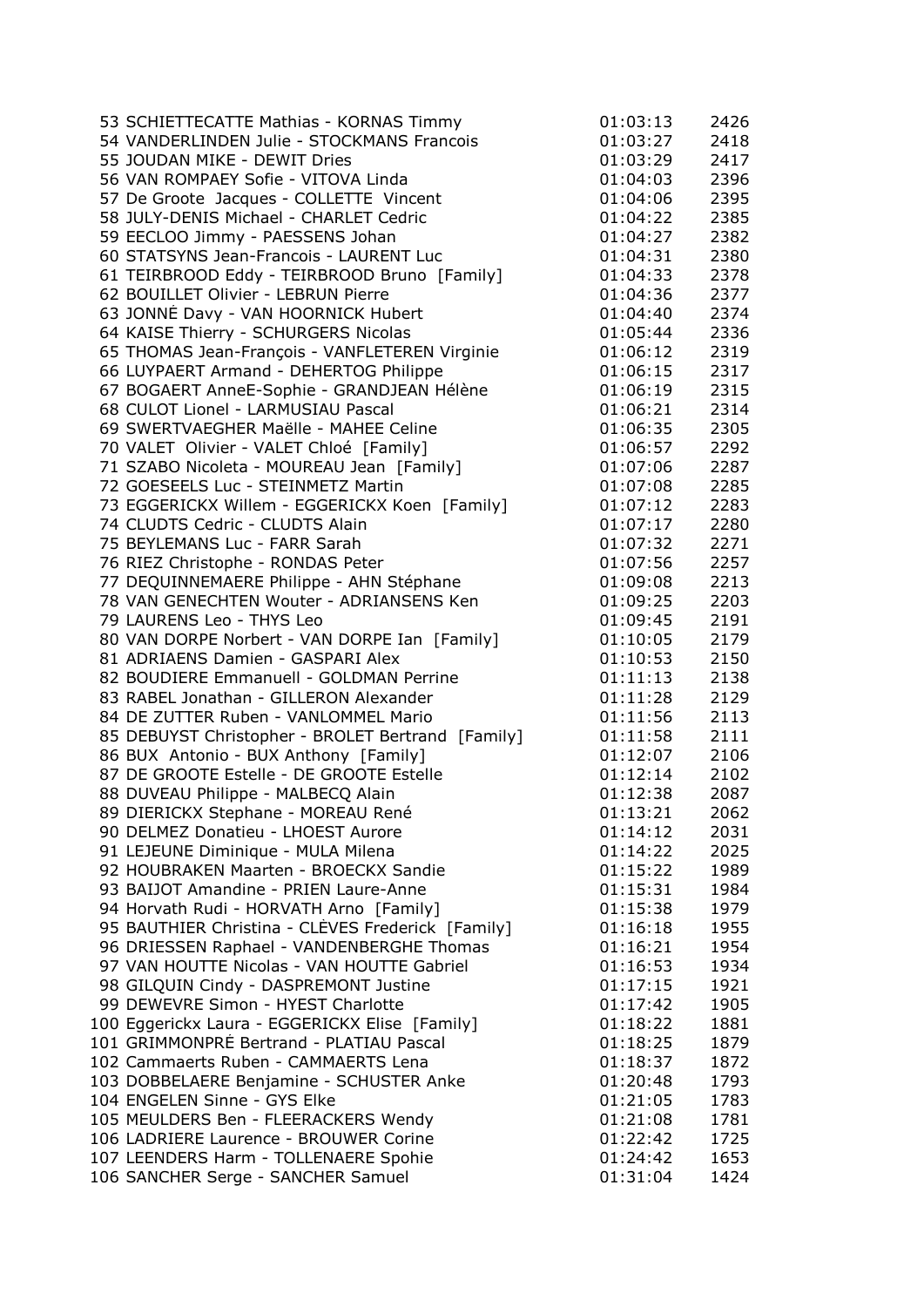| | | | |
|---|---|---|---|
| 53 | SCHIETTECATTE Mathias - KORNAS Timmy | 01:03:13 | 2426 |
| 54 | VANDERLINDEN Julie - STOCKMANS Francois | 01:03:27 | 2418 |
| 55 | JOUDAN MIKE - DEWIT Dries | 01:03:29 | 2417 |
| 56 | VAN ROMPAEY Sofie - VITOVA Linda | 01:04:03 | 2396 |
| 57 | De Groote Jacques - COLLETTE Vincent | 01:04:06 | 2395 |
| 58 | JULY-DENIS Michael - CHARLET Cedric | 01:04:22 | 2385 |
| 59 | EECLOO Jimmy - PAESSENS Johan | 01:04:27 | 2382 |
| 60 | STATSYNS Jean-Francois - LAURENT Luc | 01:04:31 | 2380 |
| 61 | TEIRBROOD Eddy - TEIRBROOD Bruno [Family] | 01:04:33 | 2378 |
| 62 | BOUILLET Olivier - LEBRUN Pierre | 01:04:36 | 2377 |
| 63 | JONNĖ Davy - VAN HOORNICK Hubert | 01:04:40 | 2374 |
| 64 | KAISE Thierry - SCHURGERS Nicolas | 01:05:44 | 2336 |
| 65 | THOMAS Jean-François - VANFLETEREN Virginie | 01:06:12 | 2319 |
| 66 | LUYPAERT Armand - DEHERTOG Philippe | 01:06:15 | 2317 |
| 67 | BOGAERT AnneE-Sophie - GRANDJEAN Hélène | 01:06:19 | 2315 |
| 68 | CULOT Lionel - LARMUSIAU Pascal | 01:06:21 | 2314 |
| 69 | SWERTVAEGHER Maëlle - MAHEE Celine | 01:06:35 | 2305 |
| 70 | VALET Olivier - VALET Chloé [Family] | 01:06:57 | 2292 |
| 71 | SZABO Nicoleta - MOUREAU Jean [Family] | 01:07:06 | 2287 |
| 72 | GOESEELS Luc - STEINMETZ Martin | 01:07:08 | 2285 |
| 73 | EGGERICKX Willem - EGGERICKX Koen [Family] | 01:07:12 | 2283 |
| 74 | CLUDTS Cedric - CLUDTS Alain | 01:07:17 | 2280 |
| 75 | BEYLEMANS Luc - FARR Sarah | 01:07:32 | 2271 |
| 76 | RIEZ Christophe - RONDAS Peter | 01:07:56 | 2257 |
| 77 | DEQUINNEMAERE Philippe - AHN Stéphane | 01:09:08 | 2213 |
| 78 | VAN GENECHTEN Wouter - ADRIANSENS Ken | 01:09:25 | 2203 |
| 79 | LAURENS Leo - THYS Leo | 01:09:45 | 2191 |
| 80 | VAN DORPE Norbert - VAN DORPE Ian [Family] | 01:10:05 | 2179 |
| 81 | ADRIAENS Damien - GASPARI Alex | 01:10:53 | 2150 |
| 82 | BOUDIERE Emmanuell - GOLDMAN Perrine | 01:11:13 | 2138 |
| 83 | RABEL Jonathan - GILLERON Alexander | 01:11:28 | 2129 |
| 84 | DE ZUTTER Ruben - VANLOMMEL Mario | 01:11:56 | 2113 |
| 85 | DEBUYST Christopher - BROLET Bertrand [Family] | 01:11:58 | 2111 |
| 86 | BUX Antonio - BUX Anthony [Family] | 01:12:07 | 2106 |
| 87 | DE GROOTE Estelle - DE GROOTE Estelle | 01:12:14 | 2102 |
| 88 | DUVEAU Philippe - MALBECQ Alain | 01:12:38 | 2087 |
| 89 | DIERICKX Stephane - MOREAU René | 01:13:21 | 2062 |
| 90 | DELMEZ Donatieu - LHOEST Aurore | 01:14:12 | 2031 |
| 91 | LEJEUNE Diminique - MULA Milena | 01:14:22 | 2025 |
| 92 | HOUBRAKEN Maarten - BROECKX Sandie | 01:15:22 | 1989 |
| 93 | BAIJOT Amandine - PRIEN Laure-Anne | 01:15:31 | 1984 |
| 94 | Horvath Rudi - HORVATH Arno [Family] | 01:15:38 | 1979 |
| 95 | BAUTHIER Christina - CLĖVES Frederick [Family] | 01:16:18 | 1955 |
| 96 | DRIESSEN Raphael - VANDENBERGHE Thomas | 01:16:21 | 1954 |
| 97 | VAN HOUTTE Nicolas - VAN HOUTTE Gabriel | 01:16:53 | 1934 |
| 98 | GILQUIN Cindy - DASPREMONT Justine | 01:17:15 | 1921 |
| 99 | DEWEVRE Simon - HYEST Charlotte | 01:17:42 | 1905 |
| 100 | Eggerickx Laura - EGGERICKX Elise [Family] | 01:18:22 | 1881 |
| 101 | GRIMMONPRĖ Bertrand - PLATIAU Pascal | 01:18:25 | 1879 |
| 102 | Cammaerts Ruben - CAMMAERTS Lena | 01:18:37 | 1872 |
| 103 | DOBBELAERE Benjamine - SCHUSTER Anke | 01:20:48 | 1793 |
| 104 | ENGELEN Sinne - GYS Elke | 01:21:05 | 1783 |
| 105 | MEULDERS Ben - FLEERACKERS Wendy | 01:21:08 | 1781 |
| 106 | LADRIERE Laurence - BROUWER Corine | 01:22:42 | 1725 |
| 107 | LEENDERS Harm - TOLLENAERE Spohie | 01:24:42 | 1653 |
| 106 | SANCHER Serge - SANCHER Samuel | 01:31:04 | 1424 |